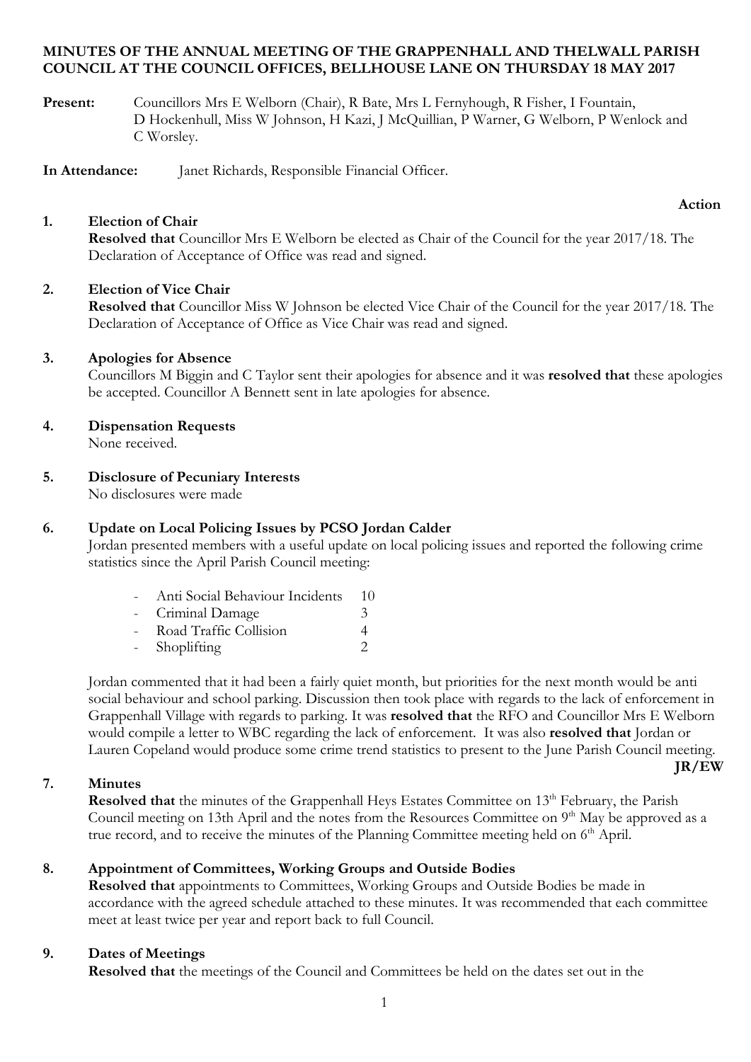# MINUTES OF THE ANNUAL MEETING OF THE GRAPPENHALL AND THELWALL PARISH COUNCIL AT THE COUNCIL OFFICES, BELLHOUSE LANE ON THURSDAY 18 MAY 2017

**Present:** Councillors Mrs E Welborn (Chair), R Bate, Mrs L Fernyhough, R Fisher, I Fountain, D Hockenhull, Miss W Johnson, H Kazi, J McQuillian, P Warner, G Welborn, P Wenlock and C Worsley.

**In Attendance:** Janet Richards, Responsible Financial Officer.

**Action**

**1. Election of Chair**

**Resolved that** Councillor Mrs E Welborn be elected as Chair of the Council for the year 2017/18. The Declaration of Acceptance of Office was read and signed.

**2. Election of Vice Chair**

**Resolved that** Councillor Miss W Johnson be elected Vice Chair of the Council for the year 2017/18. The Declaration of Acceptance of Office as Vice Chair was read and signed.

**3. Apologies for Absence**

Councillors M Biggin and C Taylor sent their apologies for absence and it was **resolved that** these apologies be accepted. Councillor A Bennett sent in late apologies for absence.

**4. Dispensation Requests**

None received.

**5. Disclosure of Pecuniary Interests**

No disclosures were made

**6. Update on Local Policing Issues by PCSO Jordan Calder**

Jordan presented members with a useful update on local policing issues and reported the following crime statistics since the April Parish Council meeting:

- Anti Social Behaviour Incidents 10
- Criminal Damage 3
- Road Traffic Collision 4
- Shoplifting 2

Jordan commented that it had been a fairly quiet month, but priorities for the next month would be anti social behaviour and school parking. Discussion then took place with regards to the lack of enforcement in Grappenhall Village with regards to parking. It was **resolved that** the RFO and Councillor Mrs E Welborn would compile a letter to WBC regarding the lack of enforcement. It was also **resolved that** Jordan or Lauren Copeland would produce some crime trend statistics to present to the June Parish Council meeting.

**JR/EW**

**7. Minutes**

**Resolved that** the minutes of the Grappenhall Heys Estates Committee on 13th February, the Parish Council meeting on 13th April and the notes from the Resources Committee on 9th May be approved as a true record, and to receive the minutes of the Planning Committee meeting held on 6th April.

**8. Appointment of Committees, Working Groups and Outside Bodies**

**Resolved that** appointments to Committees, Working Groups and Outside Bodies be made in accordance with the agreed schedule attached to these minutes. It was recommended that each committee meet at least twice per year and report back to full Council.

**9. Dates of Meetings**

**Resolved that** the meetings of the Council and Committees be held on the dates set out in the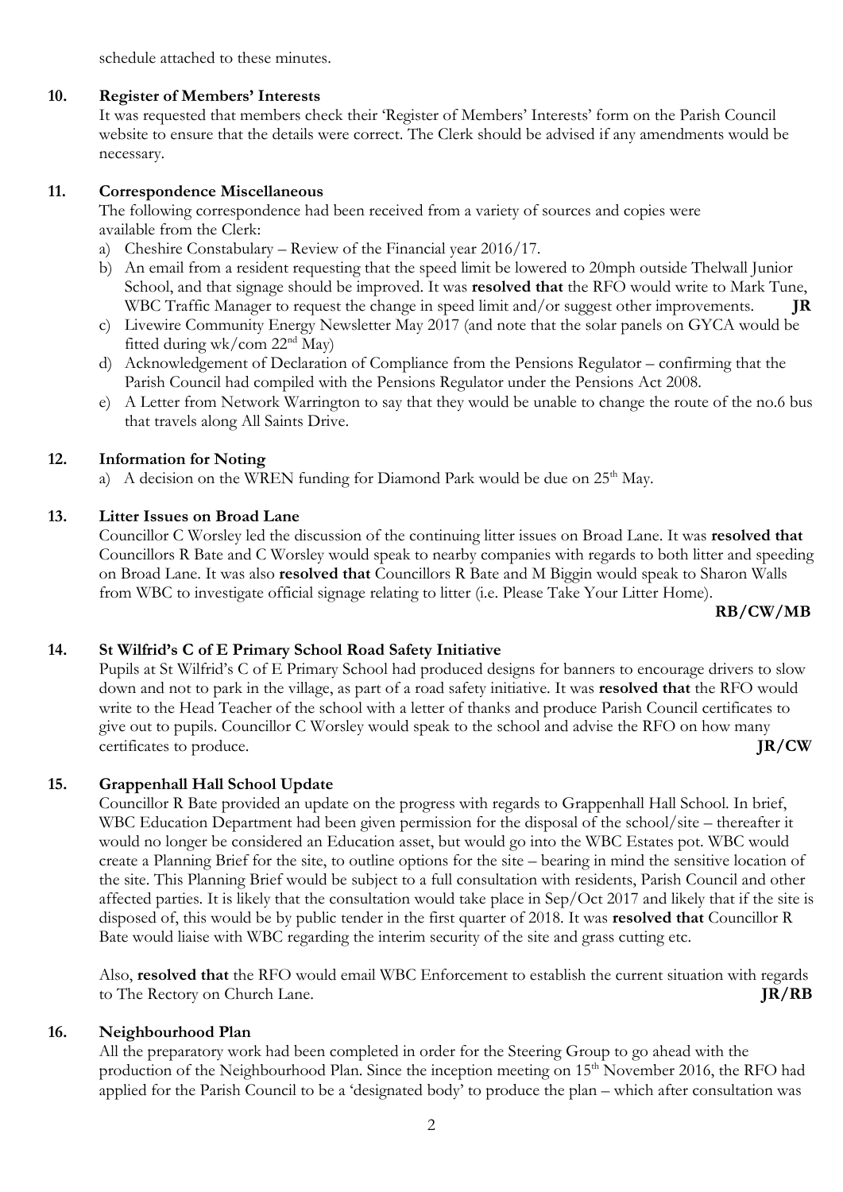schedule attached to these minutes.

**10. Register of Members' Interests**

It was requested that members check their 'Register of Members' Interests' form on the Parish Council website to ensure that the details were correct. The Clerk should be advised if any amendments would be necessary.

**11. Correspondence Miscellaneous**

The following correspondence had been received from a variety of sources and copies were available from the Clerk:

a) Cheshire Constabulary – Review of the Financial year 2016/17.
b) An email from a resident requesting that the speed limit be lowered to 20mph outside Thelwall Junior School, and that signage should be improved. It was **resolved that** the RFO would write to Mark Tune, WBC Traffic Manager to request the change in speed limit and/or suggest other improvements. **JR**
c) Livewire Community Energy Newsletter May 2017 (and note that the solar panels on GYCA would be fitted during wk/com 22nd May)
d) Acknowledgement of Declaration of Compliance from the Pensions Regulator – confirming that the Parish Council had compiled with the Pensions Regulator under the Pensions Act 2008.
e) A Letter from Network Warrington to say that they would be unable to change the route of the no.6 bus that travels along All Saints Drive.

**12. Information for Noting**

a) A decision on the WREN funding for Diamond Park would be due on 25th May.

**13. Litter Issues on Broad Lane**

Councillor C Worsley led the discussion of the continuing litter issues on Broad Lane. It was **resolved that** Councillors R Bate and C Worsley would speak to nearby companies with regards to both litter and speeding on Broad Lane. It was also **resolved that** Councillors R Bate and M Biggin would speak to Sharon Walls from WBC to investigate official signage relating to litter (i.e. Please Take Your Litter Home).

**RB/CW/MB**

**14. St Wilfrid's C of E Primary School Road Safety Initiative**

Pupils at St Wilfrid's C of E Primary School had produced designs for banners to encourage drivers to slow down and not to park in the village, as part of a road safety initiative. It was **resolved that** the RFO would write to the Head Teacher of the school with a letter of thanks and produce Parish Council certificates to give out to pupils. Councillor C Worsley would speak to the school and advise the RFO on how many certificates to produce. **JR/CW**

**15. Grappenhall Hall School Update**

Councillor R Bate provided an update on the progress with regards to Grappenhall Hall School. In brief, WBC Education Department had been given permission for the disposal of the school/site – thereafter it would no longer be considered an Education asset, but would go into the WBC Estates pot. WBC would create a Planning Brief for the site, to outline options for the site – bearing in mind the sensitive location of the site. This Planning Brief would be subject to a full consultation with residents, Parish Council and other affected parties. It is likely that the consultation would take place in Sep/Oct 2017 and likely that if the site is disposed of, this would be by public tender in the first quarter of 2018. It was **resolved that** Councillor R Bate would liaise with WBC regarding the interim security of the site and grass cutting etc.

Also, **resolved that** the RFO would email WBC Enforcement to establish the current situation with regards to The Rectory on Church Lane. **JR/RB**

**16. Neighbourhood Plan**

All the preparatory work had been completed in order for the Steering Group to go ahead with the production of the Neighbourhood Plan. Since the inception meeting on 15th November 2016, the RFO had applied for the Parish Council to be a 'designated body' to produce the plan – which after consultation was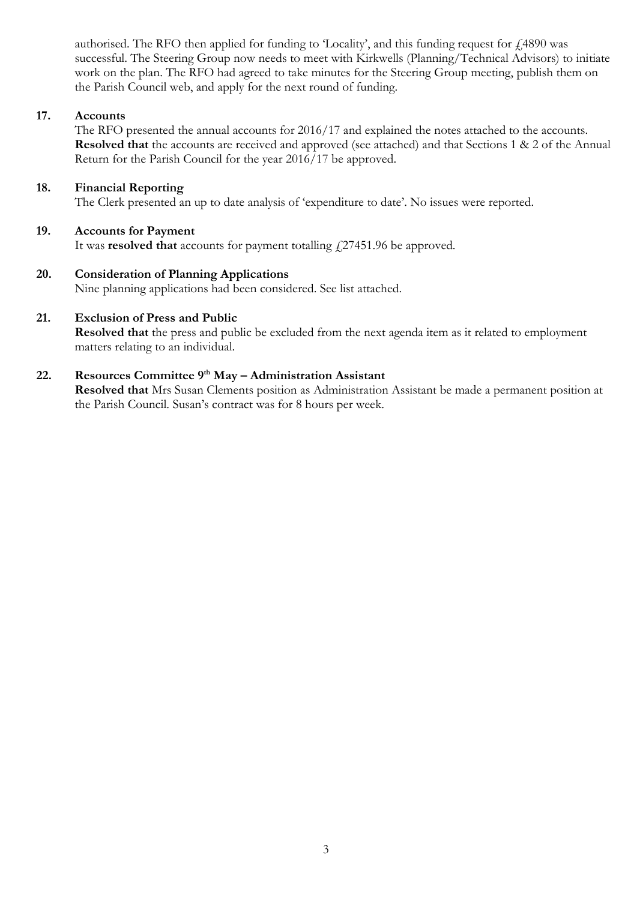authorised. The RFO then applied for funding to 'Locality', and this funding request for £4890 was successful. The Steering Group now needs to meet with Kirkwells (Planning/Technical Advisors) to initiate work on the plan. The RFO had agreed to take minutes for the Steering Group meeting, publish them on the Parish Council web, and apply for the next round of funding.

**17. Accounts**

The RFO presented the annual accounts for 2016/17 and explained the notes attached to the accounts. **Resolved that** the accounts are received and approved (see attached) and that Sections 1 & 2 of the Annual Return for the Parish Council for the year 2016/17 be approved.

**18. Financial Reporting**

The Clerk presented an up to date analysis of 'expenditure to date'. No issues were reported.

**19. Accounts for Payment**

It was **resolved that** accounts for payment totalling £27451.96 be approved.

**20. Consideration of Planning Applications**

Nine planning applications had been considered. See list attached.

**21. Exclusion of Press and Public**

**Resolved that** the press and public be excluded from the next agenda item as it related to employment matters relating to an individual.

**22. Resources Committee 9th May – Administration Assistant**

**Resolved that** Mrs Susan Clements position as Administration Assistant be made a permanent position at the Parish Council. Susan's contract was for 8 hours per week.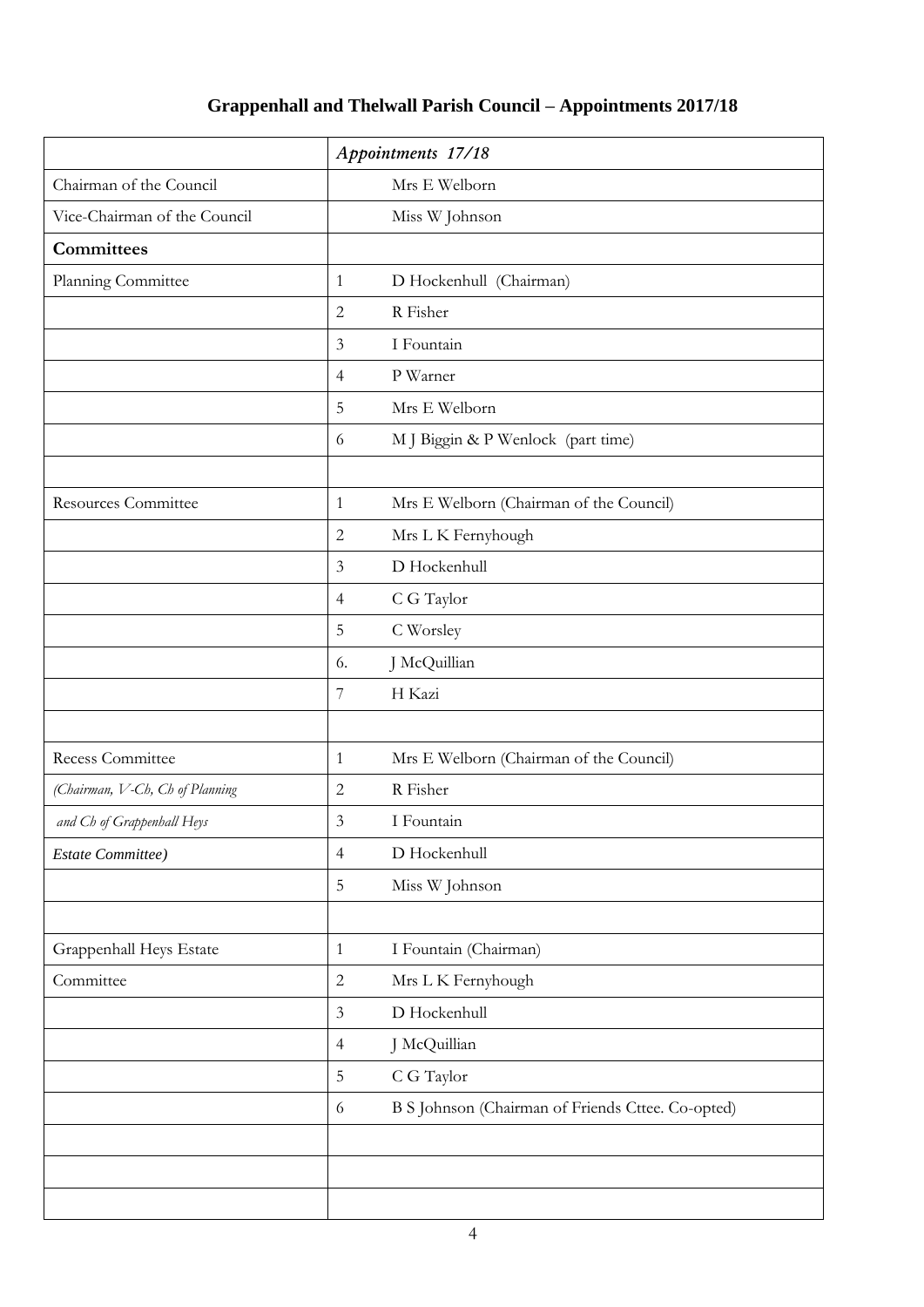# Grappenhall and Thelwall Parish Council – Appointments 2017/18

| | *Appointments 17/18* | |
|---|---|---|
| Chairman of the Council | | Mrs E Welborn |
| Vice-Chairman of the Council | | Miss W Johnson |
| **Committees** | | |
| Planning Committee | 1 | D Hockenhull (Chairman) |
| | 2 | R Fisher |
| | 3 | I Fountain |
| | 4 | P Warner |
| | 5 | Mrs E Welborn |
| | 6 | M J Biggin & P Wenlock (part time) |
| | | |
| Resources Committee | 1 | Mrs E Welborn (Chairman of the Council) |
| | 2 | Mrs L K Fernyhough |
| | 3 | D Hockenhull |
| | 4 | C G Taylor |
| | 5 | C Worsley |
| | 6. | J McQuillian |
| | 7 | H Kazi |
| | | |
| Recess Committee | 1 | Mrs E Welborn (Chairman of the Council) |
| *(Chairman, V-Ch, Ch of Planning* | 2 | R Fisher |
| *and Ch of Grappenhall Heys* | 3 | I Fountain |
| *Estate Committee)* | 4 | D Hockenhull |
| | 5 | Miss W Johnson |
| | | |
| Grappenhall Heys Estate | 1 | I Fountain (Chairman) |
| Committee | 2 | Mrs L K Fernyhough |
| | 3 | D Hockenhull |
| | 4 | J McQuillian |
| | 5 | C G Taylor |
| | 6 | B S Johnson (Chairman of Friends Cttee. Co-opted) |
| | | |
| | | |
| | | |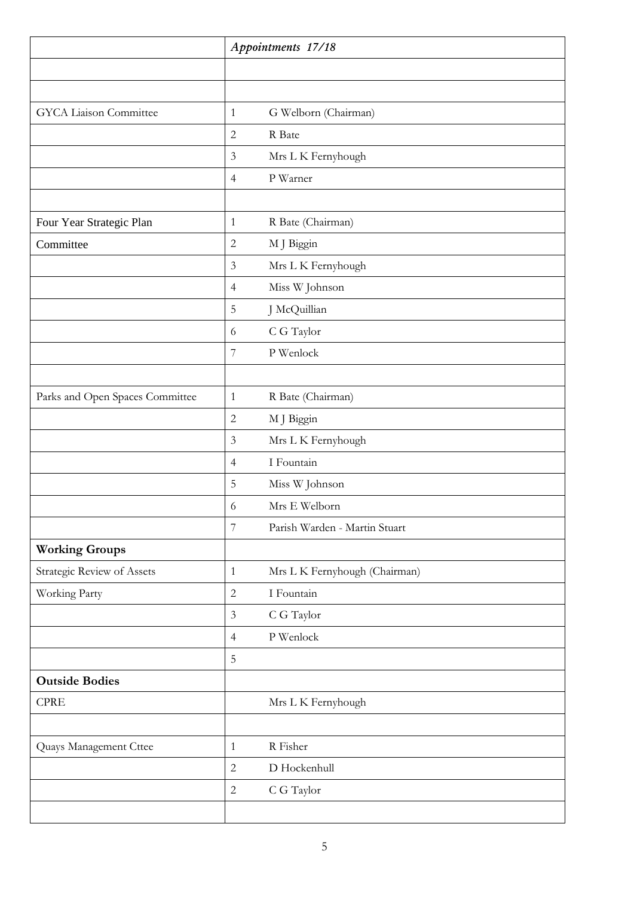| | *Appointments 17/18* | |
|---|---|---|
| | | |
| | | |
| GYCA Liaison Committee | 1 | G Welborn (Chairman) |
| | 2 | R Bate |
| | 3 | Mrs L K Fernyhough |
| | 4 | P Warner |
| | | |
| Four Year Strategic Plan | 1 | R Bate (Chairman) |
| Committee | 2 | M J Biggin |
| | 3 | Mrs L K Fernyhough |
| | 4 | Miss W Johnson |
| | 5 | J McQuillian |
| | 6 | C G Taylor |
| | 7 | P Wenlock |
| | | |
| Parks and Open Spaces Committee | 1 | R Bate (Chairman) |
| | 2 | M J Biggin |
| | 3 | Mrs L K Fernyhough |
| | 4 | I Fountain |
| | 5 | Miss W Johnson |
| | 6 | Mrs E Welborn |
| | 7 | Parish Warden - Martin Stuart |
| **Working Groups** | | |
| Strategic Review of Assets | 1 | Mrs L K Fernyhough (Chairman) |
| Working Party | 2 | I Fountain |
| | 3 | C G Taylor |
| | 4 | P Wenlock |
| | 5 | |
| **Outside Bodies** | | |
| CPRE | | Mrs L K Fernyhough |
| | | |
| Quays Management Cttee | 1 | R Fisher |
| | 2 | D Hockenhull |
| | 2 | C G Taylor |
| | | |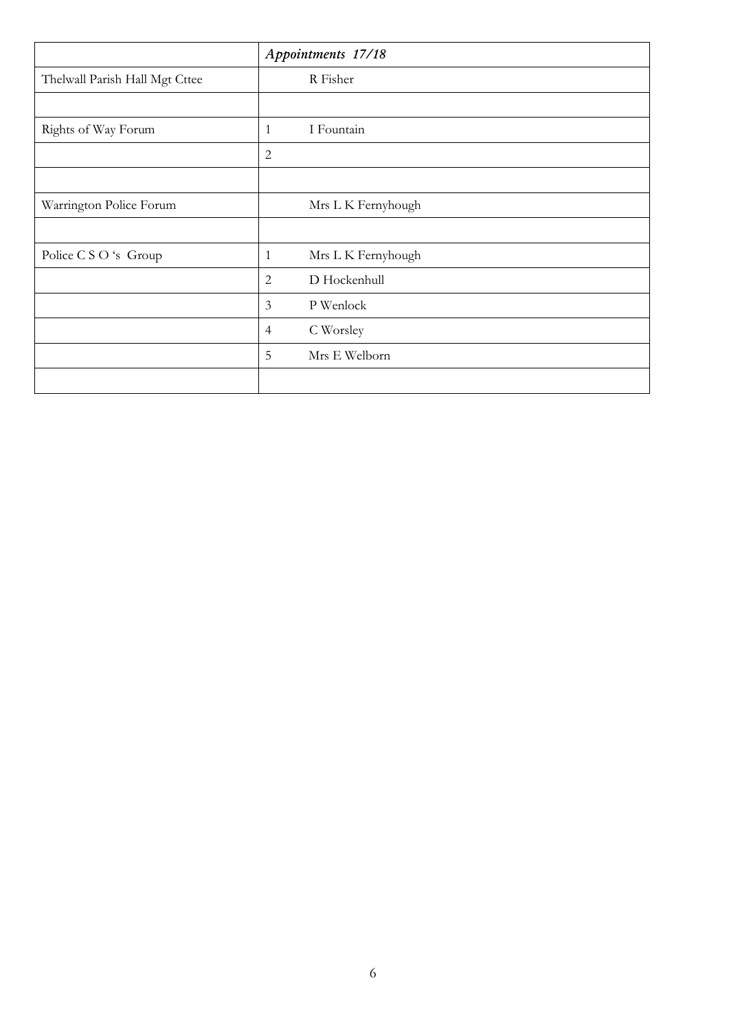| | *Appointments 17/18* |
|---|---|
| Thelwall Parish Hall Mgt Cttee | R Fisher |
| | |
| Rights of Way Forum | 1 I Fountain |
| | 2 |
| | |
| Warrington Police Forum | Mrs L K Fernyhough |
| | |
| Police C S O 's Group | 1 Mrs L K Fernyhough |
| | 2 D Hockenhull |
| | 3 P Wenlock |
| | 4 C Worsley |
| | 5 Mrs E Welborn |
| | |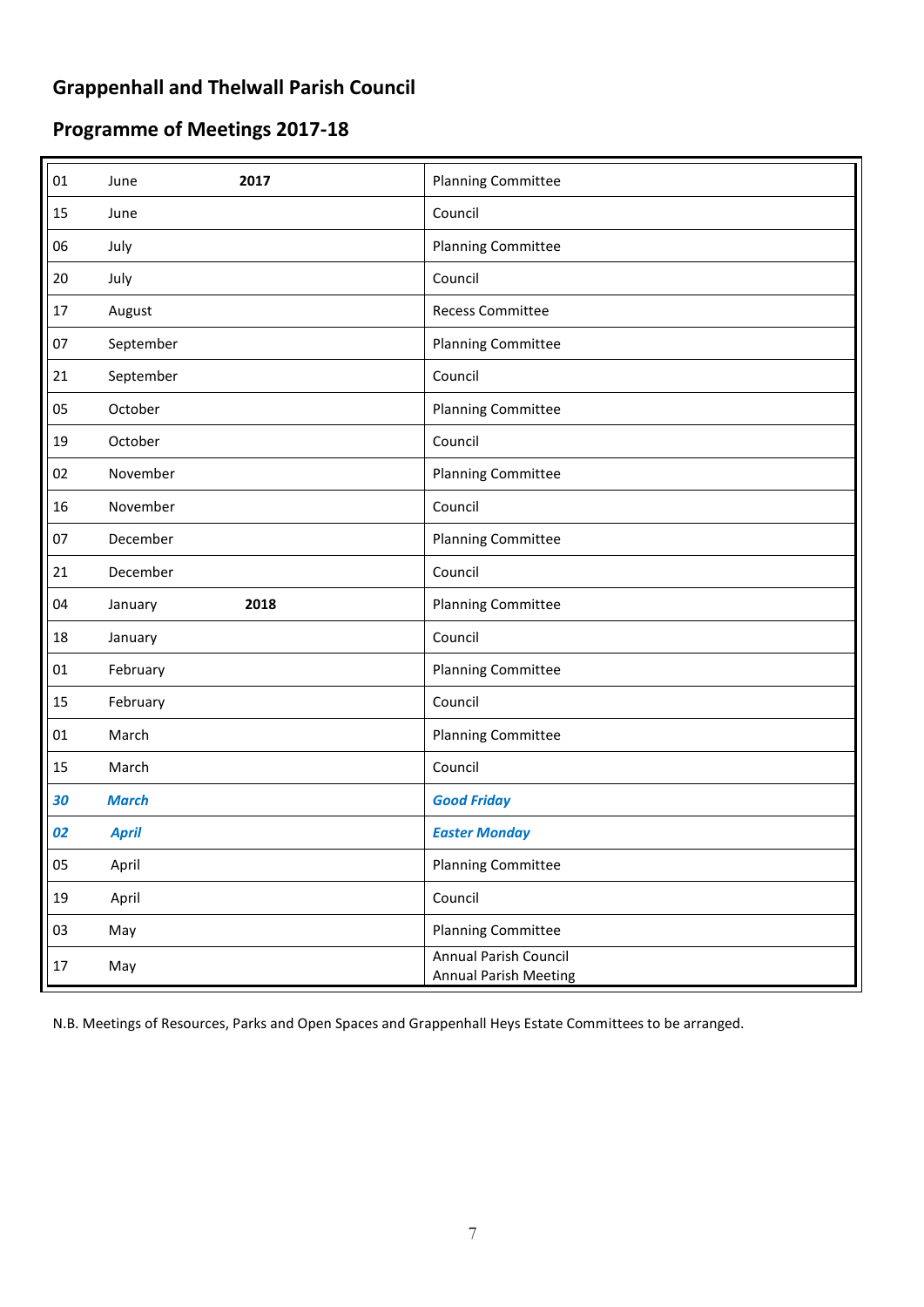# Grappenhall and Thelwall Parish Council

## Programme of Meetings 2017-18

| | | | |
|---|---|---|---|
| 01 | June | **2017** | Planning Committee |
| 15 | June | | Council |
| 06 | July | | Planning Committee |
| 20 | July | | Council |
| 17 | August | | Recess Committee |
| 07 | September | | Planning Committee |
| 21 | September | | Council |
| 05 | October | | Planning Committee |
| 19 | October | | Council |
| 02 | November | | Planning Committee |
| 16 | November | | Council |
| 07 | December | | Planning Committee |
| 21 | December | | Council |
| 04 | January | **2018** | Planning Committee |
| 18 | January | | Council |
| 01 | February | | Planning Committee |
| 15 | February | | Council |
| 01 | March | | Planning Committee |
| 15 | March | | Council |
| ***30*** | ***March*** | | ***Good Friday*** |
| ***02*** | ***April*** | | ***Easter Monday*** |
| 05 | April | | Planning Committee |
| 19 | April | | Council |
| 03 | May | | Planning Committee |
| 17 | May | | Annual Parish Council<br>Annual Parish Meeting |

N.B. Meetings of Resources, Parks and Open Spaces and Grappenhall Heys Estate Committees to be arranged.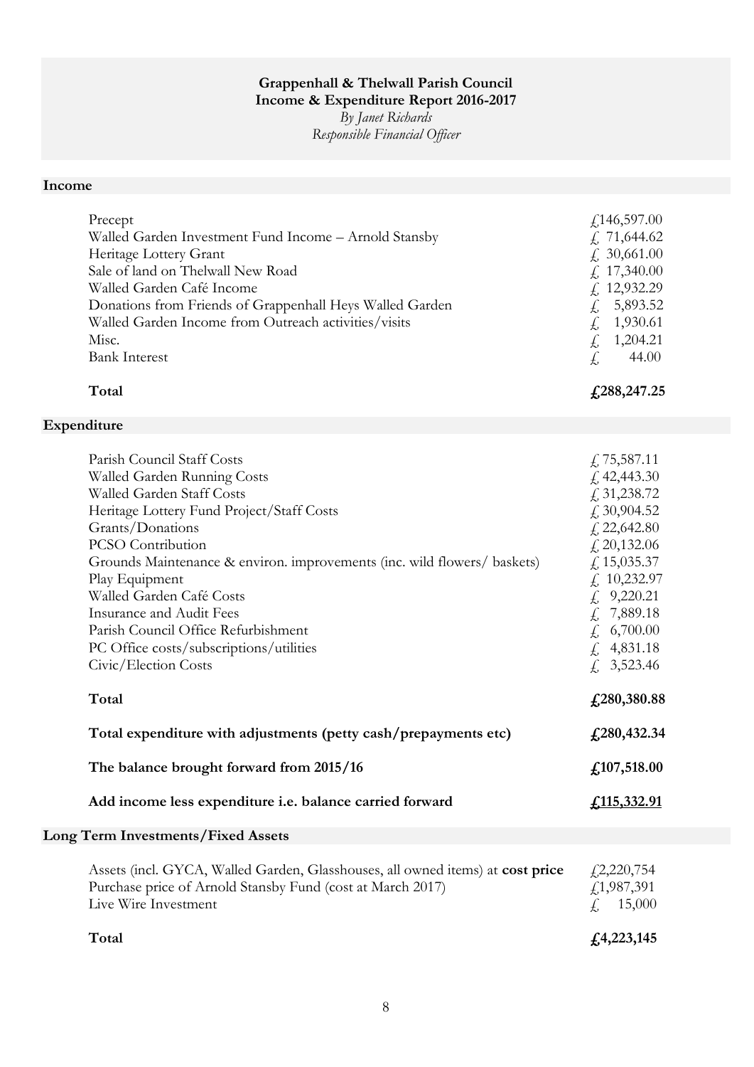# Grappenhall & Thelwall Parish Council
# Income & Expenditure Report 2016-2017

*By Janet Richards*
*Responsible Financial Officer*

## Income

| | |
|---|---|
| Precept | £146,597.00 |
| Walled Garden Investment Fund Income – Arnold Stansby | £ 71,644.62 |
| Heritage Lottery Grant | £ 30,661.00 |
| Sale of land on Thelwall New Road | £ 17,340.00 |
| Walled Garden Café Income | £ 12,932.29 |
| Donations from Friends of Grappenhall Heys Walled Garden | £ 5,893.52 |
| Walled Garden Income from Outreach activities/visits | £ 1,930.61 |
| Misc. | £ 1,204.21 |
| Bank Interest | £ 44.00 |
| **Total** | **£288,247.25** |

## Expenditure

| | |
|---|---|
| Parish Council Staff Costs | £ 75,587.11 |
| Walled Garden Running Costs | £ 42,443.30 |
| Walled Garden Staff Costs | £ 31,238.72 |
| Heritage Lottery Fund Project/Staff Costs | £ 30,904.52 |
| Grants/Donations | £ 22,642.80 |
| PCSO Contribution | £ 20,132.06 |
| Grounds Maintenance & environ. improvements (inc. wild flowers/ baskets) | £ 15,035.37 |
| Play Equipment | £ 10,232.97 |
| Walled Garden Café Costs | £ 9,220.21 |
| Insurance and Audit Fees | £ 7,889.18 |
| Parish Council Office Refurbishment | £ 6,700.00 |
| PC Office costs/subscriptions/utilities | £ 4,831.18 |
| Civic/Election Costs | £ 3,523.46 |
| **Total** | **£280,380.88** |
| **Total expenditure with adjustments (petty cash/prepayments etc)** | **£280,432.34** |
| **The balance brought forward from 2015/16** | **£107,518.00** |
| **Add income less expenditure i.e. balance carried forward** | **£115,332.91** |

## Long Term Investments/Fixed Assets

| | |
|---|---|
| Assets (incl. GYCA, Walled Garden, Glasshouses, all owned items) at **cost price** | £2,220,754 |
| Purchase price of Arnold Stansby Fund (cost at March 2017) | £1,987,391 |
| Live Wire Investment | £ 15,000 |
| **Total** | **£4,223,145** |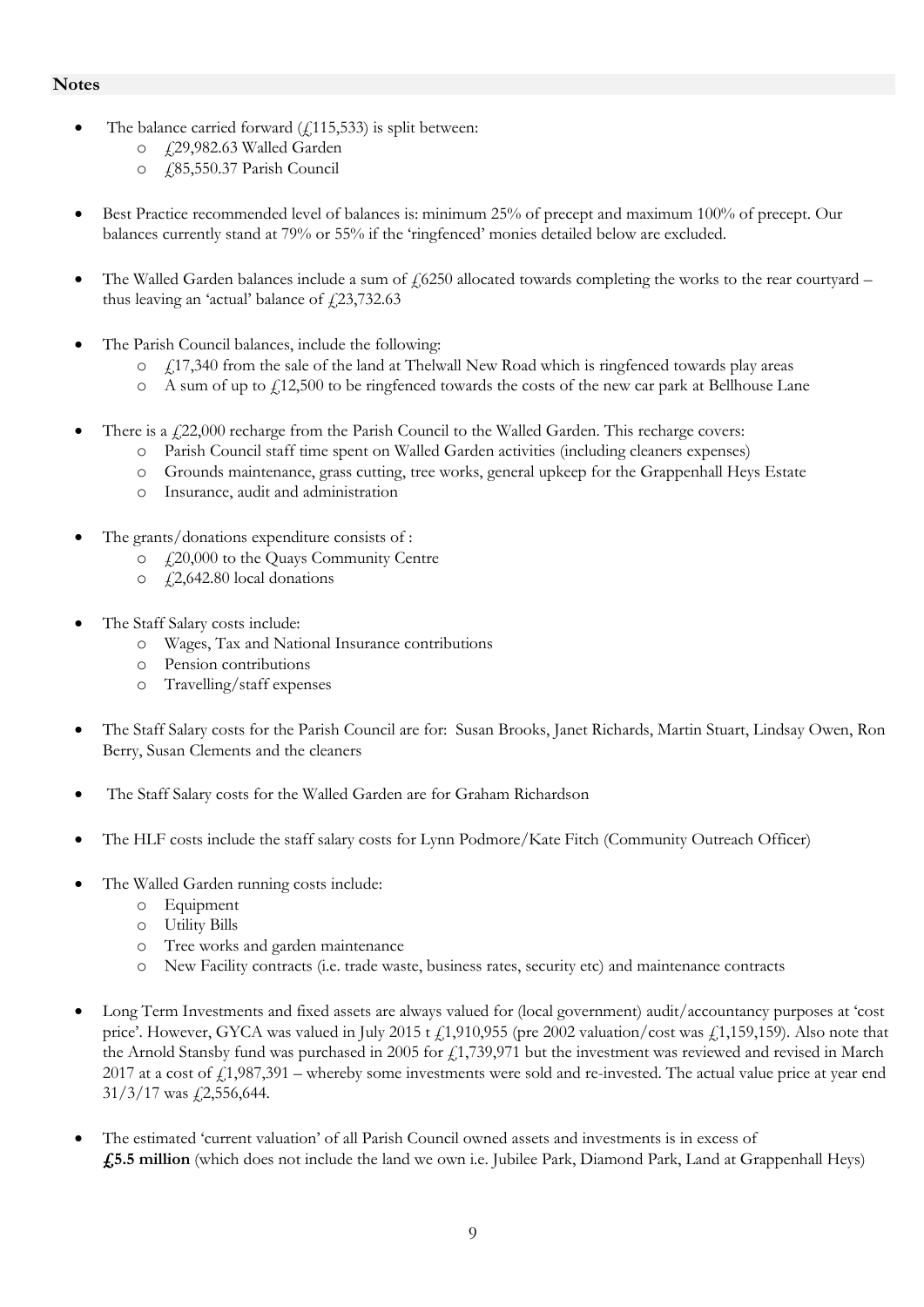## Notes

- The balance carried forward (£115,533) is split between:
  - £29,982.63 Walled Garden
  - £85,550.37 Parish Council
- Best Practice recommended level of balances is: minimum 25% of precept and maximum 100% of precept. Our balances currently stand at 79% or 55% if the 'ringfenced' monies detailed below are excluded.
- The Walled Garden balances include a sum of £6250 allocated towards completing the works to the rear courtyard – thus leaving an 'actual' balance of £23,732.63
- The Parish Council balances, include the following:
  - £17,340 from the sale of the land at Thelwall New Road which is ringfenced towards play areas
  - A sum of up to £12,500 to be ringfenced towards the costs of the new car park at Bellhouse Lane
- There is a £22,000 recharge from the Parish Council to the Walled Garden. This recharge covers:
  - Parish Council staff time spent on Walled Garden activities (including cleaners expenses)
  - Grounds maintenance, grass cutting, tree works, general upkeep for the Grappenhall Heys Estate
  - Insurance, audit and administration
- The grants/donations expenditure consists of :
  - £20,000 to the Quays Community Centre
  - £2,642.80 local donations
- The Staff Salary costs include:
  - Wages, Tax and National Insurance contributions
  - Pension contributions
  - Travelling/staff expenses
- The Staff Salary costs for the Parish Council are for: Susan Brooks, Janet Richards, Martin Stuart, Lindsay Owen, Ron Berry, Susan Clements and the cleaners
- The Staff Salary costs for the Walled Garden are for Graham Richardson
- The HLF costs include the staff salary costs for Lynn Podmore/Kate Fitch (Community Outreach Officer)
- The Walled Garden running costs include:
  - Equipment
  - Utility Bills
  - Tree works and garden maintenance
  - New Facility contracts (i.e. trade waste, business rates, security etc) and maintenance contracts
- Long Term Investments and fixed assets are always valued for (local government) audit/accountancy purposes at 'cost price'. However, GYCA was valued in July 2015 t £1,910,955 (pre 2002 valuation/cost was £1,159,159). Also note that the Arnold Stansby fund was purchased in 2005 for £1,739,971 but the investment was reviewed and revised in March 2017 at a cost of £1,987,391 – whereby some investments were sold and re-invested. The actual value price at year end 31/3/17 was £2,556,644.
- The estimated 'current valuation' of all Parish Council owned assets and investments is in excess of **£5.5 million** (which does not include the land we own i.e. Jubilee Park, Diamond Park, Land at Grappenhall Heys)